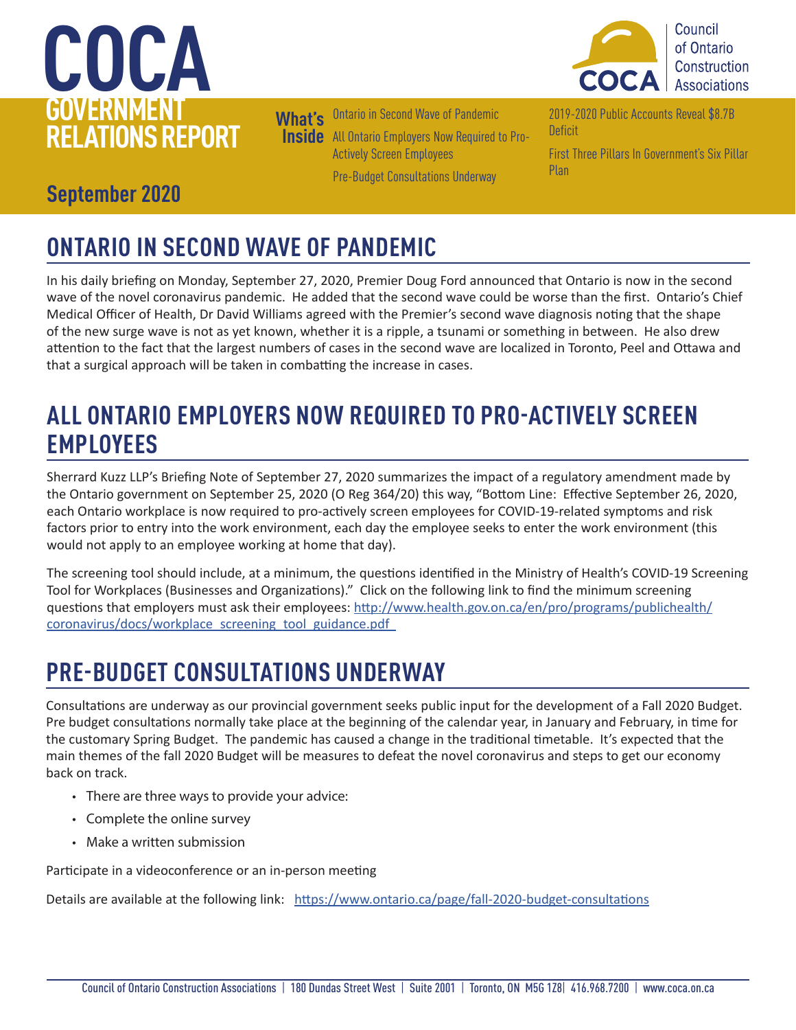# COCA GOVERNMENT RELATIONS REPORT

Council of Ontario Construction Associations

**September 2020**

**What's Inside**

- Ontario in Second Wave of Pandemic
- All Ontario Employers Now Required to Pro-Actively Screen Employees
- Pre-Budget Consultations Underway
- 2019-2020 Public Accounts Reveal $8.7B Deficit
- First Three Pillars In Government's Six Pillar Plan

## ONTARIO IN SECOND WAVE OF PANDEMIC

In his daily briefing on Monday, September 27, 2020, Premier Doug Ford announced that Ontario is now in the second wave of the novel coronavirus pandemic. He added that the second wave could be worse than the first. Ontario's Chief Medical Officer of Health, Dr David Williams agreed with the Premier's second wave diagnosis noting that the shape of the new surge wave is not as yet known, whether it is a ripple, a tsunami or something in between. He also drew attention to the fact that the largest numbers of cases in the second wave are localized in Toronto, Peel and Ottawa and that a surgical approach will be taken in combatting the increase in cases.

## ALL ONTARIO EMPLOYERS NOW REQUIRED TO PRO-ACTIVELY SCREEN EMPLOYEES

Sherrard Kuzz LLP's Briefing Note of September 27, 2020 summarizes the impact of a regulatory amendment made by the Ontario government on September 25, 2020 (O Reg 364/20) this way, "Bottom Line: Effective September 26, 2020, each Ontario workplace is now required to pro-actively screen employees for COVID-19-related symptoms and risk factors prior to entry into the work environment, each day the employee seeks to enter the work environment (this would not apply to an employee working at home that day).

The screening tool should include, at a minimum, the questions identified in the Ministry of Health's COVID-19 Screening Tool for Workplaces (Businesses and Organizations)." Click on the following link to find the minimum screening questions that employers must ask their employees: http://www.health.gov.on.ca/en/pro/programs/publichealth/coronavirus/docs/workplace_screening_tool_guidance.pdf

## PRE-BUDGET CONSULTATIONS UNDERWAY

Consultations are underway as our provincial government seeks public input for the development of a Fall 2020 Budget. Pre budget consultations normally take place at the beginning of the calendar year, in January and February, in time for the customary Spring Budget. The pandemic has caused a change in the traditional timetable. It's expected that the main themes of the fall 2020 Budget will be measures to defeat the novel coronavirus and steps to get our economy back on track.

- There are three ways to provide your advice:
- Complete the online survey
- Make a written submission

Participate in a videoconference or an in-person meeting

Details are available at the following link: https://www.ontario.ca/page/fall-2020-budget-consultations

Council of Ontario Construction Associations | 180 Dundas Street West | Suite 2001 | Toronto, ON M5G 1Z8| 416.968.7200 | www.coca.on.ca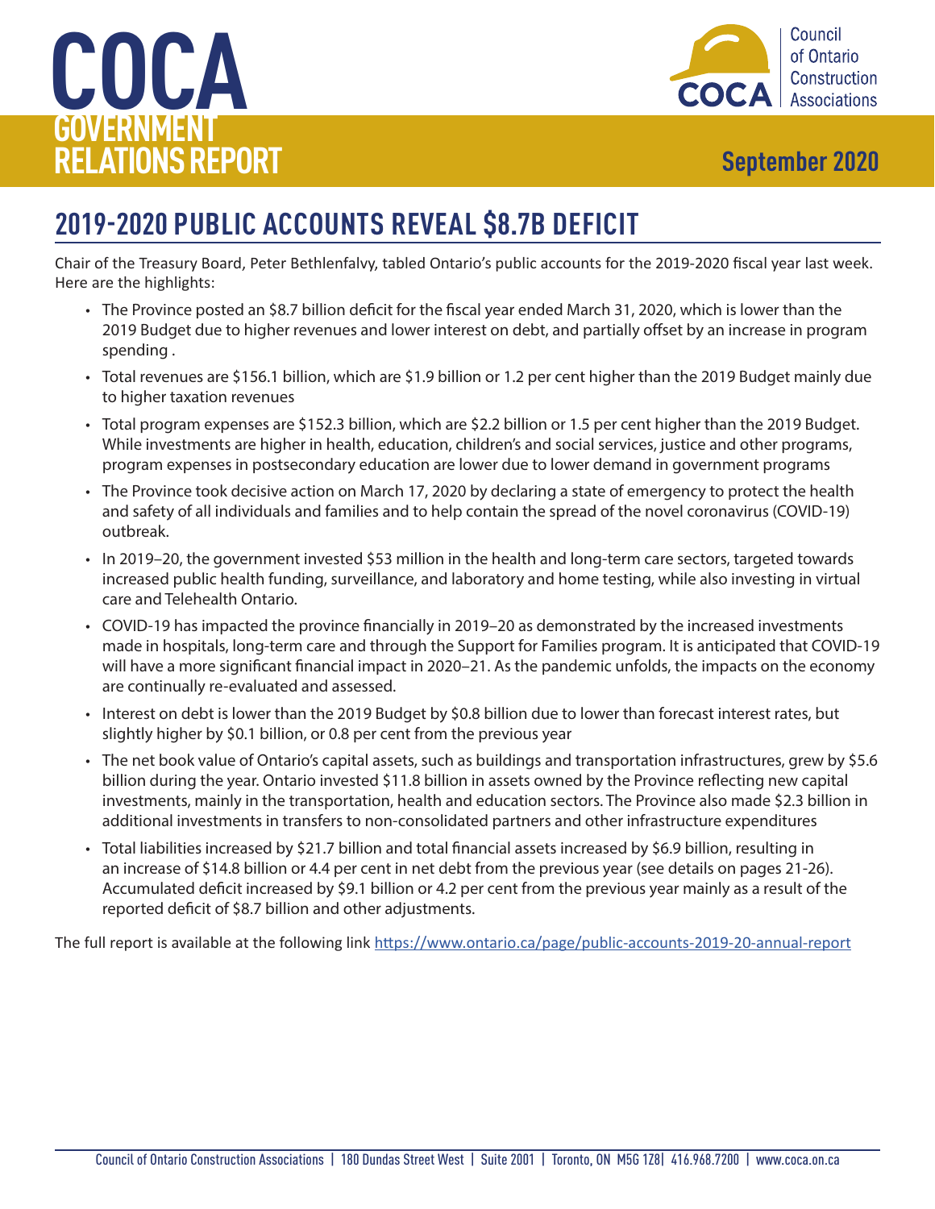# COCA GOVERNMENT RELATIONS REPORT

**September 2020**

## 2019-2020 PUBLIC ACCOUNTS REVEAL $8.7B DEFICIT

Chair of the Treasury Board, Peter Bethlenfalvy, tabled Ontario's public accounts for the 2019-2020 fiscal year last week. Here are the highlights:

- The Province posted an $8.7 billion deficit for the fiscal year ended March 31, 2020, which is lower than the 2019 Budget due to higher revenues and lower interest on debt, and partially offset by an increase in program spending .
- Total revenues are $156.1 billion, which are $1.9 billion or 1.2 per cent higher than the 2019 Budget mainly due to higher taxation revenues
- Total program expenses are $152.3 billion, which are $2.2 billion or 1.5 per cent higher than the 2019 Budget. While investments are higher in health, education, children's and social services, justice and other programs, program expenses in postsecondary education are lower due to lower demand in government programs
- The Province took decisive action on March 17, 2020 by declaring a state of emergency to protect the health and safety of all individuals and families and to help contain the spread of the novel coronavirus (COVID-19) outbreak.
- In 2019–20, the government invested $53 million in the health and long-term care sectors, targeted towards increased public health funding, surveillance, and laboratory and home testing, while also investing in virtual care and Telehealth Ontario.
- COVID-19 has impacted the province financially in 2019–20 as demonstrated by the increased investments made in hospitals, long-term care and through the Support for Families program. It is anticipated that COVID-19 will have a more significant financial impact in 2020–21. As the pandemic unfolds, the impacts on the economy are continually re-evaluated and assessed.
- Interest on debt is lower than the 2019 Budget by $0.8 billion due to lower than forecast interest rates, but slightly higher by $0.1 billion, or 0.8 per cent from the previous year
- The net book value of Ontario's capital assets, such as buildings and transportation infrastructures, grew by $5.6 billion during the year. Ontario invested $11.8 billion in assets owned by the Province reflecting new capital investments, mainly in the transportation, health and education sectors. The Province also made $2.3 billion in additional investments in transfers to non-consolidated partners and other infrastructure expenditures
- Total liabilities increased by $21.7 billion and total financial assets increased by $6.9 billion, resulting in an increase of $14.8 billion or 4.4 per cent in net debt from the previous year (see details on pages 21-26). Accumulated deficit increased by $9.1 billion or 4.2 per cent from the previous year mainly as a result of the reported deficit of $8.7 billion and other adjustments.

The full report is available at the following link https://www.ontario.ca/page/public-accounts-2019-20-annual-report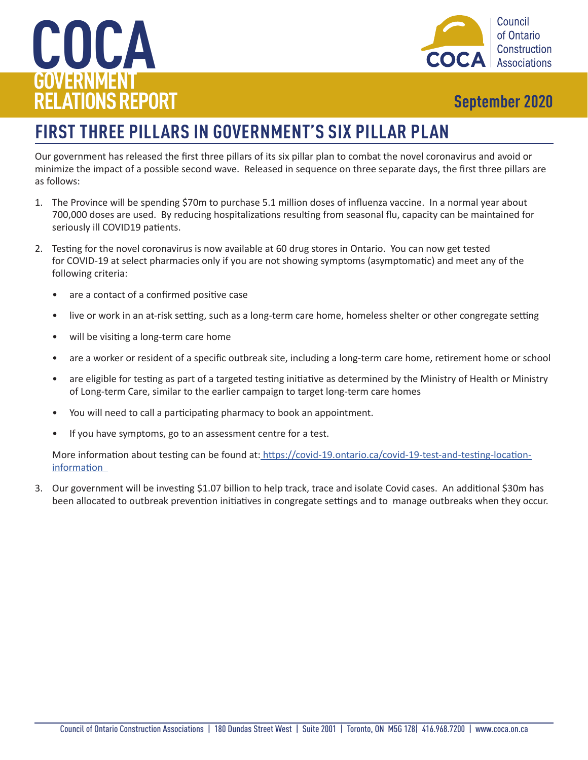# COCA GOVERNMENT RELATIONS REPORT

September 2020

## FIRST THREE PILLARS IN GOVERNMENT'S SIX PILLAR PLAN

Our government has released the first three pillars of its six pillar plan to combat the novel coronavirus and avoid or minimize the impact of a possible second wave. Released in sequence on three separate days, the first three pillars are as follows:

1. The Province will be spending $70m to purchase 5.1 million doses of influenza vaccine. In a normal year about 700,000 doses are used. By reducing hospitalizations resulting from seasonal flu, capacity can be maintained for seriously ill COVID19 patients.

2. Testing for the novel coronavirus is now available at 60 drug stores in Ontario. You can now get tested for COVID-19 at select pharmacies only if you are not showing symptoms (asymptomatic) and meet any of the following criteria:

   - are a contact of a confirmed positive case
   - live or work in an at-risk setting, such as a long-term care home, homeless shelter or other congregate setting
   - will be visiting a long-term care home
   - are a worker or resident of a specific outbreak site, including a long-term care home, retirement home or school
   - are eligible for testing as part of a targeted testing initiative as determined by the Ministry of Health or Ministry of Long-term Care, similar to the earlier campaign to target long-term care homes
   - You will need to call a participating pharmacy to book an appointment.
   - If you have symptoms, go to an assessment centre for a test.

   More information about testing can be found at: https://covid-19.ontario.ca/covid-19-test-and-testing-location-information

3. Our government will be investing $1.07 billion to help track, trace and isolate Covid cases. An additional $30m has been allocated to outbreak prevention initiatives in congregate settings and to manage outbreaks when they occur.